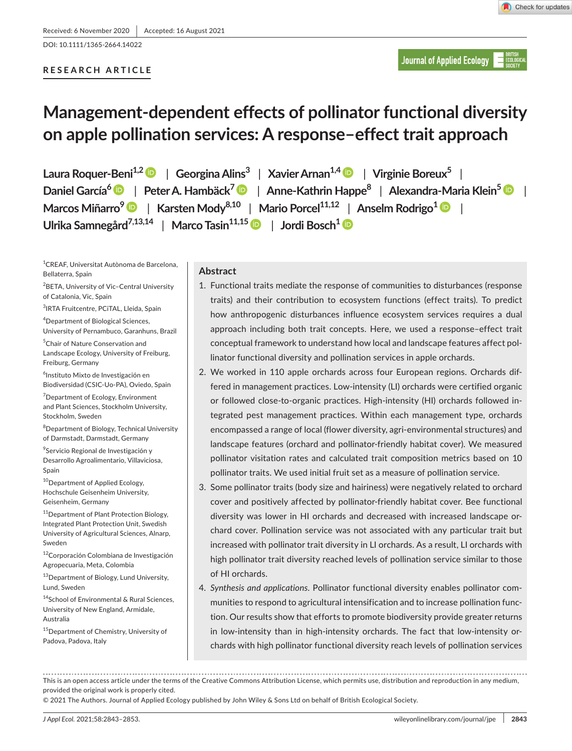Received: 6 November 2020 | Accepted: 16 August 2021

DOI: 10.1111/1365-2664.14022

RESEARCH ARTICLE

# Management-dependent effects of pollinator functional diversity on apple pollination services: A response–effect trait approach

Laura Roquer-Beni[1,2] | Georgina Alins[3] | Xavier Arnan[1,4] | Virginie Boreux[5] | Daniel García[6] | Peter A. Hambäck[7] | Anne-Kathrin Happe[8] | Alexandra-Maria Klein[5] | Marcos Miñarro[9] | Karsten Mody[8,10] | Mario Porcel[11,12] | Anselm Rodrigo[1] | Ulrika Samnegård[7,13,14] | Marco Tasin[11,15] | Jordi Bosch[1]

[1]CREAF, Universitat Autònoma de Barcelona, Bellaterra, Spain

[2]BETA, University of Vic–Central University of Catalonia, Vic, Spain

[3]IRTA Fruitcentre, PCiTAL, Lleida, Spain

[4]Department of Biological Sciences, University of Pernambuco, Garanhuns, Brazil

[5]Chair of Nature Conservation and Landscape Ecology, University of Freiburg, Freiburg, Germany

[6]Instituto Mixto de Investigación en Biodiversidad (CSIC-Uo-PA), Oviedo, Spain

[7]Department of Ecology, Environment and Plant Sciences, Stockholm University, Stockholm, Sweden

[8]Department of Biology, Technical University of Darmstadt, Darmstadt, Germany

[9]Servicio Regional de Investigación y Desarrollo Agroalimentario, Villaviciosa, Spain

[10]Department of Applied Ecology, Hochschule Geisenheim University, Geisenheim, Germany

[11]Department of Plant Protection Biology, Integrated Plant Protection Unit, Swedish University of Agricultural Sciences, Alnarp, Sweden

[12]Corporación Colombiana de Investigación Agropecuaria, Meta, Colombia

[13]Department of Biology, Lund University, Lund, Sweden

[14]School of Environmental & Rural Sciences, University of New England, Armidale, Australia

[15]Department of Chemistry, University of Padova, Padova, Italy

## Abstract

1. Functional traits mediate the response of communities to disturbances (response traits) and their contribution to ecosystem functions (effect traits). To predict how anthropogenic disturbances influence ecosystem services requires a dual approach including both trait concepts. Here, we used a response–effect trait conceptual framework to understand how local and landscape features affect pollinator functional diversity and pollination services in apple orchards.
2. We worked in 110 apple orchards across four European regions. Orchards differed in management practices. Low-intensity (LI) orchards were certified organic or followed close-to-organic practices. High-intensity (HI) orchards followed integrated pest management practices. Within each management type, orchards encompassed a range of local (flower diversity, agri-environmental structures) and landscape features (orchard and pollinator-friendly habitat cover). We measured pollinator visitation rates and calculated trait composition metrics based on 10 pollinator traits. We used initial fruit set as a measure of pollination service.
3. Some pollinator traits (body size and hairiness) were negatively related to orchard cover and positively affected by pollinator-friendly habitat cover. Bee functional diversity was lower in HI orchards and decreased with increased landscape orchard cover. Pollination service was not associated with any particular trait but increased with pollinator trait diversity in LI orchards. As a result, LI orchards with high pollinator trait diversity reached levels of pollination service similar to those of HI orchards.
4. *Synthesis and applications*. Pollinator functional diversity enables pollinator communities to respond to agricultural intensification and to increase pollination function. Our results show that efforts to promote biodiversity provide greater returns in low-intensity than in high-intensity orchards. The fact that low-intensity orchards with high pollinator functional diversity reach levels of pollination services

This is an open access article under the terms of the Creative Commons Attribution License, which permits use, distribution and reproduction in any medium, provided the original work is properly cited.

© 2021 The Authors. Journal of Applied Ecology published by John Wiley & Sons Ltd on behalf of British Ecological Society.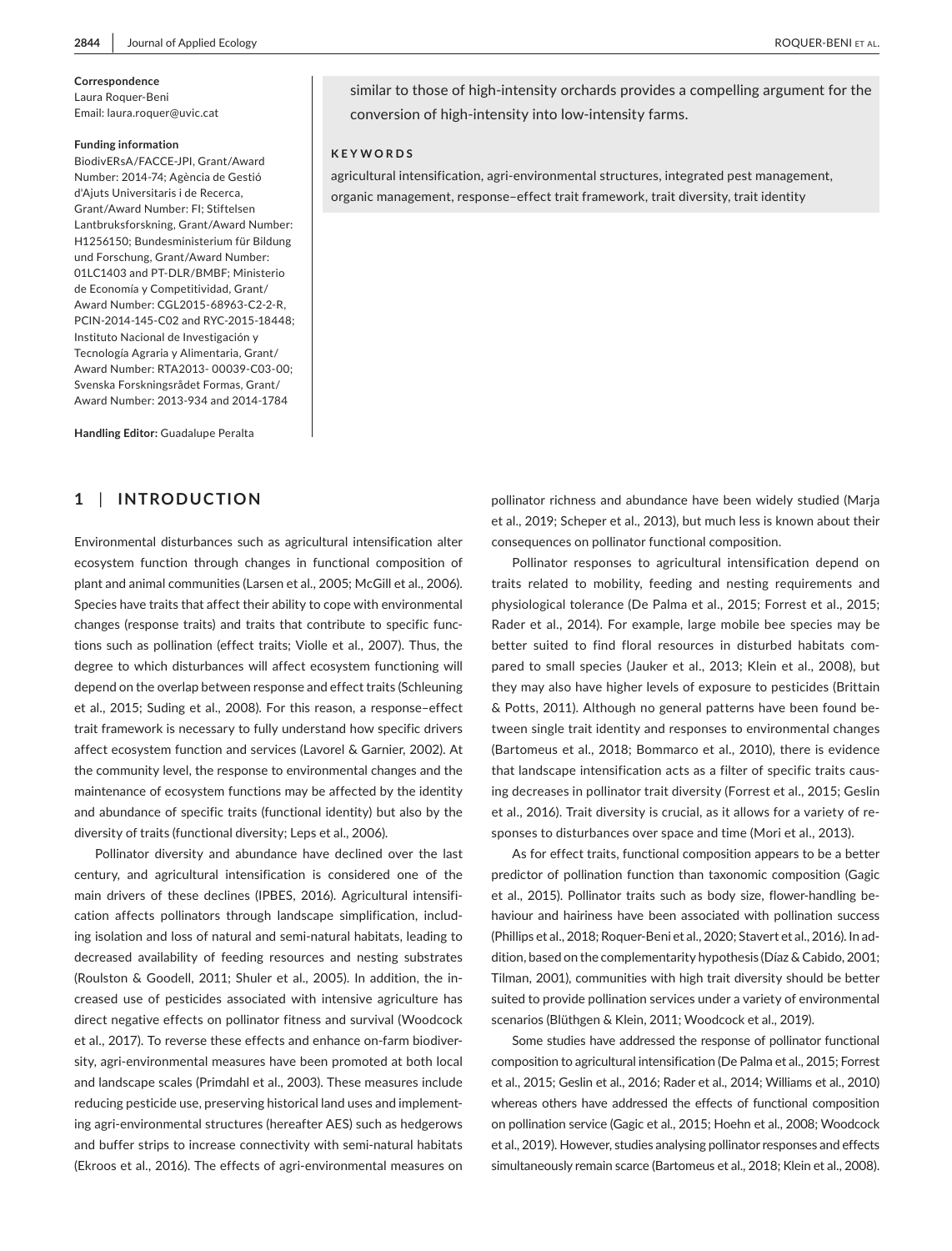**Correspondence**
Laura Roquer-Beni
Email: laura.roquer@uvic.cat

**Funding information**
BiodivERsA/FACCE-JPI, Grant/Award Number: 2014-74; Agència de Gestió d'Ajuts Universitaris i de Recerca, Grant/Award Number: FI; Stiftelsen Lantbruksforskning, Grant/Award Number: H1256150; Bundesministerium für Bildung und Forschung, Grant/Award Number: 01LC1403 and PT-DLR/BMBF; Ministerio de Economía y Competitividad, Grant/Award Number: CGL2015-68963-C2-2-R, PCIN-2014-145-C02 and RYC-2015-18448; Instituto Nacional de Investigación y Tecnología Agraria y Alimentaria, Grant/Award Number: RTA2013- 00039-C03-00; Svenska Forskningsrådet Formas, Grant/Award Number: 2013-934 and 2014-1784

**Handling Editor:** Guadalupe Peralta

similar to those of high-intensity orchards provides a compelling argument for the conversion of high-intensity into low-intensity farms.

**KEYWORDS**

agricultural intensification, agri-environmental structures, integrated pest management, organic management, response–effect trait framework, trait diversity, trait identity

## 1 | INTRODUCTION

Environmental disturbances such as agricultural intensification alter ecosystem function through changes in functional composition of plant and animal communities (Larsen et al., 2005; McGill et al., 2006). Species have traits that affect their ability to cope with environmental changes (response traits) and traits that contribute to specific functions such as pollination (effect traits; Violle et al., 2007). Thus, the degree to which disturbances will affect ecosystem functioning will depend on the overlap between response and effect traits (Schleuning et al., 2015; Suding et al., 2008). For this reason, a response–effect trait framework is necessary to fully understand how specific drivers affect ecosystem function and services (Lavorel & Garnier, 2002). At the community level, the response to environmental changes and the maintenance of ecosystem functions may be affected by the identity and abundance of specific traits (functional identity) but also by the diversity of traits (functional diversity; Leps et al., 2006).

Pollinator diversity and abundance have declined over the last century, and agricultural intensification is considered one of the main drivers of these declines (IPBES, 2016). Agricultural intensification affects pollinators through landscape simplification, including isolation and loss of natural and semi-natural habitats, leading to decreased availability of feeding resources and nesting substrates (Roulston & Goodell, 2011; Shuler et al., 2005). In addition, the increased use of pesticides associated with intensive agriculture has direct negative effects on pollinator fitness and survival (Woodcock et al., 2017). To reverse these effects and enhance on-farm biodiversity, agri-environmental measures have been promoted at both local and landscape scales (Primdahl et al., 2003). These measures include reducing pesticide use, preserving historical land uses and implementing agri-environmental structures (hereafter AES) such as hedgerows and buffer strips to increase connectivity with semi-natural habitats (Ekroos et al., 2016). The effects of agri-environmental measures on pollinator richness and abundance have been widely studied (Marja et al., 2019; Scheper et al., 2013), but much less is known about their consequences on pollinator functional composition.

Pollinator responses to agricultural intensification depend on traits related to mobility, feeding and nesting requirements and physiological tolerance (De Palma et al., 2015; Forrest et al., 2015; Rader et al., 2014). For example, large mobile bee species may be better suited to find floral resources in disturbed habitats compared to small species (Jauker et al., 2013; Klein et al., 2008), but they may also have higher levels of exposure to pesticides (Brittain & Potts, 2011). Although no general patterns have been found between single trait identity and responses to environmental changes (Bartomeus et al., 2018; Bommarco et al., 2010), there is evidence that landscape intensification acts as a filter of specific traits causing decreases in pollinator trait diversity (Forrest et al., 2015; Geslin et al., 2016). Trait diversity is crucial, as it allows for a variety of responses to disturbances over space and time (Mori et al., 2013).

As for effect traits, functional composition appears to be a better predictor of pollination function than taxonomic composition (Gagic et al., 2015). Pollinator traits such as body size, flower-handling behaviour and hairiness have been associated with pollination success (Phillips et al., 2018; Roquer-Beni et al., 2020; Stavert et al., 2016). In addition, based on the complementarity hypothesis (Díaz & Cabido, 2001; Tilman, 2001), communities with high trait diversity should be better suited to provide pollination services under a variety of environmental scenarios (Blüthgen & Klein, 2011; Woodcock et al., 2019).

Some studies have addressed the response of pollinator functional composition to agricultural intensification (De Palma et al., 2015; Forrest et al., 2015; Geslin et al., 2016; Rader et al., 2014; Williams et al., 2010) whereas others have addressed the effects of functional composition on pollination service (Gagic et al., 2015; Hoehn et al., 2008; Woodcock et al., 2019). However, studies analysing pollinator responses and effects simultaneously remain scarce (Bartomeus et al., 2018; Klein et al., 2008).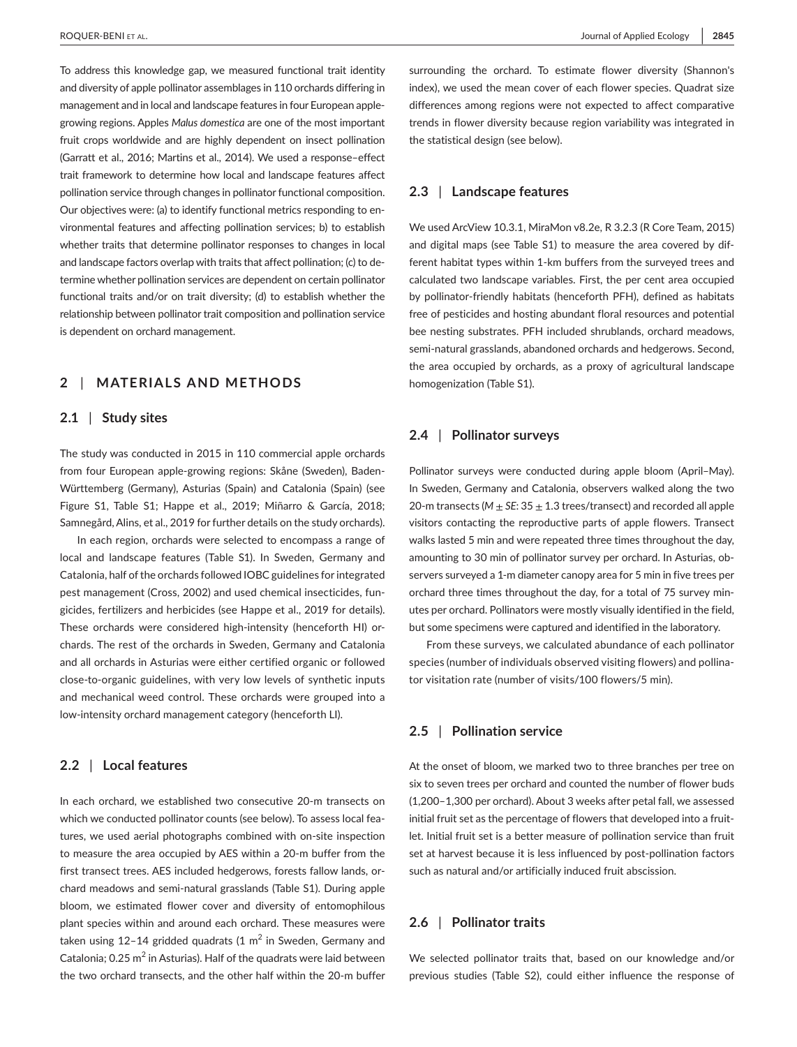To address this knowledge gap, we measured functional trait identity and diversity of apple pollinator assemblages in 110 orchards differing in management and in local and landscape features in four European apple-growing regions. Apples *Malus domestica* are one of the most important fruit crops worldwide and are highly dependent on insect pollination (Garratt et al., 2016; Martins et al., 2014). We used a response–effect trait framework to determine how local and landscape features affect pollination service through changes in pollinator functional composition. Our objectives were: (a) to identify functional metrics responding to environmental features and affecting pollination services; b) to establish whether traits that determine pollinator responses to changes in local and landscape factors overlap with traits that affect pollination; (c) to determine whether pollination services are dependent on certain pollinator functional traits and/or on trait diversity; (d) to establish whether the relationship between pollinator trait composition and pollination service is dependent on orchard management.

## 2 | MATERIALS AND METHODS

### 2.1 | Study sites

The study was conducted in 2015 in 110 commercial apple orchards from four European apple-growing regions: Skåne (Sweden), Baden-Württemberg (Germany), Asturias (Spain) and Catalonia (Spain) (see Figure S1, Table S1; Happe et al., 2019; Miñarro & García, 2018; Samnegård, Alins, et al., 2019 for further details on the study orchards).

In each region, orchards were selected to encompass a range of local and landscape features (Table S1). In Sweden, Germany and Catalonia, half of the orchards followed IOBC guidelines for integrated pest management (Cross, 2002) and used chemical insecticides, fungicides, fertilizers and herbicides (see Happe et al., 2019 for details). These orchards were considered high-intensity (henceforth HI) orchards. The rest of the orchards in Sweden, Germany and Catalonia and all orchards in Asturias were either certified organic or followed close-to-organic guidelines, with very low levels of synthetic inputs and mechanical weed control. These orchards were grouped into a low-intensity orchard management category (henceforth LI).

### 2.2 | Local features

In each orchard, we established two consecutive 20-m transects on which we conducted pollinator counts (see below). To assess local features, we used aerial photographs combined with on-site inspection to measure the area occupied by AES within a 20-m buffer from the first transect trees. AES included hedgerows, forests fallow lands, orchard meadows and semi-natural grasslands (Table S1). During apple bloom, we estimated flower cover and diversity of entomophilous plant species within and around each orchard. These measures were taken using 12–14 gridded quadrats (1 $m^2$ in Sweden, Germany and Catalonia; 0.25 $m^2$ in Asturias). Half of the quadrats were laid between the two orchard transects, and the other half within the 20-m buffer surrounding the orchard. To estimate flower diversity (Shannon's index), we used the mean cover of each flower species. Quadrat size differences among regions were not expected to affect comparative trends in flower diversity because region variability was integrated in the statistical design (see below).

### 2.3 | Landscape features

We used ArcView 10.3.1, MiraMon v8.2e, R 3.2.3 (R Core Team, 2015) and digital maps (see Table S1) to measure the area covered by different habitat types within 1-km buffers from the surveyed trees and calculated two landscape variables. First, the per cent area occupied by pollinator-friendly habitats (henceforth PFH), defined as habitats free of pesticides and hosting abundant floral resources and potential bee nesting substrates. PFH included shrublands, orchard meadows, semi-natural grasslands, abandoned orchards and hedgerows. Second, the area occupied by orchards, as a proxy of agricultural landscape homogenization (Table S1).

### 2.4 | Pollinator surveys

Pollinator surveys were conducted during apple bloom (April–May). In Sweden, Germany and Catalonia, observers walked along the two 20-m transects ($M \pm SE$: 35 ± 1.3 trees/transect) and recorded all apple visitors contacting the reproductive parts of apple flowers. Transect walks lasted 5 min and were repeated three times throughout the day, amounting to 30 min of pollinator survey per orchard. In Asturias, observers surveyed a 1-m diameter canopy area for 5 min in five trees per orchard three times throughout the day, for a total of 75 survey minutes per orchard. Pollinators were mostly visually identified in the field, but some specimens were captured and identified in the laboratory.

From these surveys, we calculated abundance of each pollinator species (number of individuals observed visiting flowers) and pollinator visitation rate (number of visits/100 flowers/5 min).

### 2.5 | Pollination service

At the onset of bloom, we marked two to three branches per tree on six to seven trees per orchard and counted the number of flower buds (1,200–1,300 per orchard). About 3 weeks after petal fall, we assessed initial fruit set as the percentage of flowers that developed into a fruitlet. Initial fruit set is a better measure of pollination service than fruit set at harvest because it is less influenced by post-pollination factors such as natural and/or artificially induced fruit abscission.

### 2.6 | Pollinator traits

We selected pollinator traits that, based on our knowledge and/or previous studies (Table S2), could either influence the response of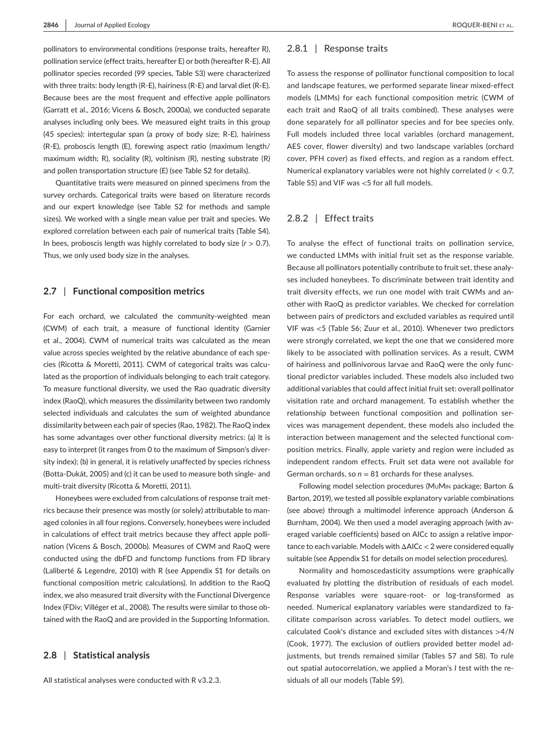pollinators to environmental conditions (response traits, hereafter R), pollination service (effect traits, hereafter E) or both (hereafter R-E). All pollinator species recorded (99 species, Table S3) were characterized with three traits: body length (R-E), hairiness (R-E) and larval diet (R-E). Because bees are the most frequent and effective apple pollinators (Garratt et al., 2016; Vicens & Bosch, 2000a), we conducted separate analyses including only bees. We measured eight traits in this group (45 species): intertegular span (a proxy of body size; R-E), hairiness (R-E), proboscis length (E), forewing aspect ratio (maximum length/maximum width; R), sociality (R), voltinism (R), nesting substrate (R) and pollen transportation structure (E) (see Table S2 for details).

Quantitative traits were measured on pinned specimens from the survey orchards. Categorical traits were based on literature records and our expert knowledge (see Table S2 for methods and sample sizes). We worked with a single mean value per trait and species. We explored correlation between each pair of numerical traits (Table S4). In bees, proboscis length was highly correlated to body size ($r > 0.7$). Thus, we only used body size in the analyses.

### 2.7 | Functional composition metrics

For each orchard, we calculated the community-weighted mean (CWM) of each trait, a measure of functional identity (Garnier et al., 2004). CWM of numerical traits was calculated as the mean value across species weighted by the relative abundance of each species (Ricotta & Moretti, 2011). CWM of categorical traits was calculated as the proportion of individuals belonging to each trait category. To measure functional diversity, we used the Rao quadratic diversity index (RaoQ), which measures the dissimilarity between two randomly selected individuals and calculates the sum of weighted abundance dissimilarity between each pair of species (Rao, 1982). The RaoQ index has some advantages over other functional diversity metrics: (a) It is easy to interpret (it ranges from 0 to the maximum of Simpson's diversity index); (b) in general, it is relatively unaffected by species richness (Botta-Dukát, 2005) and (c) it can be used to measure both single- and multi-trait diversity (Ricotta & Moretti, 2011).

Honeybees were excluded from calculations of response trait metrics because their presence was mostly (or solely) attributable to managed colonies in all four regions. Conversely, honeybees were included in calculations of effect trait metrics because they affect apple pollination (Vicens & Bosch, 2000b). Measures of CWM and RaoQ were conducted using the dbFD and functcomp functions from FD library (Laliberté & Legendre, 2010) with R (see Appendix S1 for details on functional composition metric calculations). In addition to the RaoQ index, we also measured trait diversity with the Functional Divergence Index (FDiv; Villéger et al., 2008). The results were similar to those obtained with the RaoQ and are provided in the Supporting Information.

### 2.8 | Statistical analysis

All statistical analyses were conducted with R v3.2.3.

#### 2.8.1 | Response traits

To assess the response of pollinator functional composition to local and landscape features, we performed separate linear mixed-effect models (LMMs) for each functional composition metric (CWM of each trait and RaoQ of all traits combined). These analyses were done separately for all pollinator species and for bee species only. Full models included three local variables (orchard management, AES cover, flower diversity) and two landscape variables (orchard cover, PFH cover) as fixed effects, and region as a random effect. Numerical explanatory variables were not highly correlated ($r < 0.7$, Table S5) and VIF was <5 for all full models.

#### 2.8.2 | Effect traits

To analyse the effect of functional traits on pollination service, we conducted LMMs with initial fruit set as the response variable. Because all pollinators potentially contribute to fruit set, these analyses included honeybees. To discriminate between trait identity and trait diversity effects, we run one model with trait CWMs and another with RaoQ as predictor variables. We checked for correlation between pairs of predictors and excluded variables as required until VIF was <5 (Table S6; Zuur et al., 2010). Whenever two predictors were strongly correlated, we kept the one that we considered more likely to be associated with pollination services. As a result, CWM of hairiness and pollinivorous larvae and RaoQ were the only functional predictor variables included. These models also included two additional variables that could affect initial fruit set: overall pollinator visitation rate and orchard management. To establish whether the relationship between functional composition and pollination services was management dependent, these models also included the interaction between management and the selected functional composition metrics. Finally, apple variety and region were included as independent random effects. Fruit set data were not available for German orchards, so $n = 81$ orchards for these analyses.

Following model selection procedures (MuMIn package; Barton & Barton, 2019), we tested all possible explanatory variable combinations (see above) through a multimodel inference approach (Anderson & Burnham, 2004). We then used a model averaging approach (with averaged variable coefficients) based on AICc to assign a relative importance to each variable. Models with $\Delta\text{AICc} < 2$ were considered equally suitable (see Appendix S1 for details on model selection procedures).

Normality and homoscedasticity assumptions were graphically evaluated by plotting the distribution of residuals of each model. Response variables were square-root- or log-transformed as needed. Numerical explanatory variables were standardized to facilitate comparison across variables. To detect model outliers, we calculated Cook's distance and excluded sites with distances $>4/N$ (Cook, 1977). The exclusion of outliers provided better model adjustments, but trends remained similar (Tables S7 and S8). To rule out spatial autocorrelation, we applied a Moran's $I$ test with the residuals of all our models (Table S9).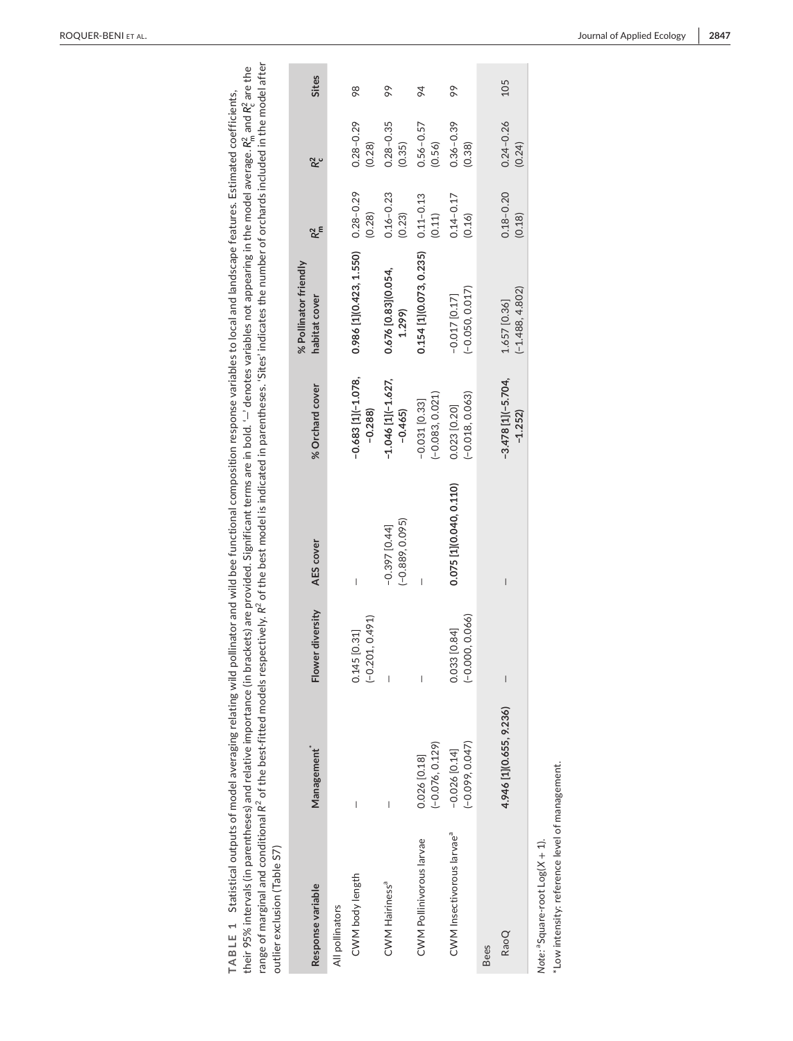**TABLE 1** Statistical outputs of model averaging relating wild pollinator and wild bee functional composition response variables to local and landscape features. Estimated coefficients, their 95% intervals (in parentheses) and relative importance (in brackets) are provided. Significant terms are in bold. '—' denotes variables not appearing in the model average. $R^2_m$ and $R^2_c$ are the range of marginal and conditional $R^2$ of the best-fitted models respectively. $R^2$ of the best model is indicated in parentheses. 'Sites' indicates the number of orchards included in the model after outlier exclusion (Table S7)

| Response variable | Management* | Flower diversity | AES cover | % Orchard cover | % Pollinator friendly habitat cover | $R^2_m$ | $R^2_c$ | Sites |
|---|---|---|---|---|---|---|---|---|
| All pollinators | | | | | | | | |
| CWM body length | — | 0.145 [0.31] (−0.201, 0.491) | — | **−0.683 [1](−1.078, −0.288)** | **0.986 [1](0.423, 1.550)** | 0.28–0.29 (0.28) | 0.28–0.29 (0.28) | 98 |
| CWM Hairiness[a] | — | — | −0.397 [0.44] (−0.889, 0.095) | **−1.046 [1](−1.627, −0.465)** | **0.676 [0.83](0.054, 1.299)** | 0.16–0.23 (0.23) | 0.28–0.35 (0.35) | 99 |
| CWM Pollinivorous larvae | 0.026 [0.18] (−0.076, 0.129) | — | — | −0.031 [0.33] (−0.083, 0.021) | **0.154 [1](0.073, 0.235)** | 0.11–0.13 (0.11) | 0.56–0.57 (0.56) | 94 |
| CWM Insectivorous larvae[a] | −0.026 [0.14] (−0.099, 0.047) | 0.033 [0.84] (−0.000, 0.066) | **0.075 [1](0.040, 0.110)** | 0.023 [0.20] (−0.018, 0.063) | −0.017 [0.17] (−0.050, 0.017) | 0.14–0.17 (0.16) | 0.36–0.39 (0.38) | 99 |
| Bees | | | | | | | | |
| RaoQ | **4.946 [1](0.655, 9.236)** | — | — | **−3.478 [1](−5.704, −1.252)** | 1.657 [0.36] (−1.488, 4.802) | 0.18–0.20 (0.18) | 0.24–0.26 (0.24) | 105 |

*Note*: [a]Square-root Log(X + 1).

*Low intensity: reference level of management.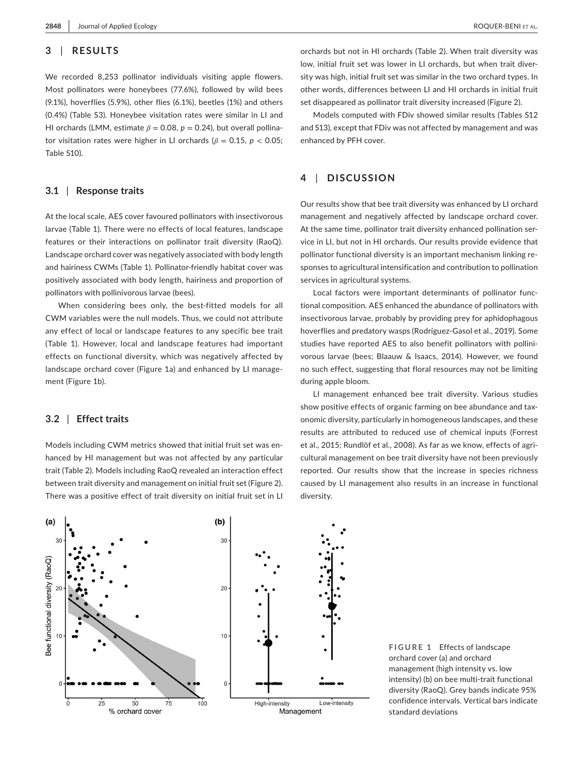## 3 | RESULTS

We recorded 8,253 pollinator individuals visiting apple flowers. Most pollinators were honeybees (77.6%), followed by wild bees (9.1%), hoverflies (5.9%), other flies (6.1%), beetles (1%) and others (0.4%) (Table S3). Honeybee visitation rates were similar in LI and HI orchards (LMM, estimate $\beta = 0.08$, $p = 0.24$), but overall pollinator visitation rates were higher in LI orchards ($\beta = 0.15$, $p < 0.05$; Table S10).

### 3.1 | Response traits

At the local scale, AES cover favoured pollinators with insectivorous larvae (Table 1). There were no effects of local features, landscape features or their interactions on pollinator trait diversity (RaoQ). Landscape orchard cover was negatively associated with body length and hairiness CWMs (Table 1). Pollinator-friendly habitat cover was positively associated with body length, hairiness and proportion of pollinators with pollinivorous larvae (bees).

When considering bees only, the best-fitted models for all CWM variables were the null models. Thus, we could not attribute any effect of local or landscape features to any specific bee trait (Table 1). However, local and landscape features had important effects on functional diversity, which was negatively affected by landscape orchard cover (Figure 1a) and enhanced by LI management (Figure 1b).

### 3.2 | Effect traits

Models including CWM metrics showed that initial fruit set was enhanced by HI management but was not affected by any particular trait (Table 2). Models including RaoQ revealed an interaction effect between trait diversity and management on initial fruit set (Figure 2). There was a positive effect of trait diversity on initial fruit set in LI orchards but not in HI orchards (Table 2). When trait diversity was low, initial fruit set was lower in LI orchards, but when trait diversity was high, initial fruit set was similar in the two orchard types. In other words, differences between LI and HI orchards in initial fruit set disappeared as pollinator trait diversity increased (Figure 2).

Models computed with FDiv showed similar results (Tables S12 and S13), except that FDiv was not affected by management and was enhanced by PFH cover.

## 4 | DISCUSSION

Our results show that bee trait diversity was enhanced by LI orchard management and negatively affected by landscape orchard cover. At the same time, pollinator trait diversity enhanced pollination service in LI, but not in HI orchards. Our results provide evidence that pollinator functional diversity is an important mechanism linking responses to agricultural intensification and contribution to pollination services in agricultural systems.

Local factors were important determinants of pollinator functional composition. AES enhanced the abundance of pollinators with insectivorous larvae, probably by providing prey for aphidophagous hoverflies and predatory wasps (Rodríguez-Gasol et al., 2019). Some studies have reported AES to also benefit pollinators with pollinivorous larvae (bees; Blaauw & Isaacs, 2014). However, we found no such effect, suggesting that floral resources may not be limiting during apple bloom.

LI management enhanced bee trait diversity. Various studies show positive effects of organic farming on bee abundance and taxonomic diversity, particularly in homogeneous landscapes, and these results are attributed to reduced use of chemical inputs (Forrest et al., 2015; Rundlöf et al., 2008). As far as we know, effects of agricultural management on bee trait diversity have not been previously reported. Our results show that the increase in species richness caused by LI management also results in an increase in functional diversity.

**FIGURE 1** Effects of landscape orchard cover (a) and orchard management (high intensity vs. low intensity) (b) on bee multi-trait functional diversity (RaoQ). Grey bands indicate 95% confidence intervals. Vertical bars indicate standard deviations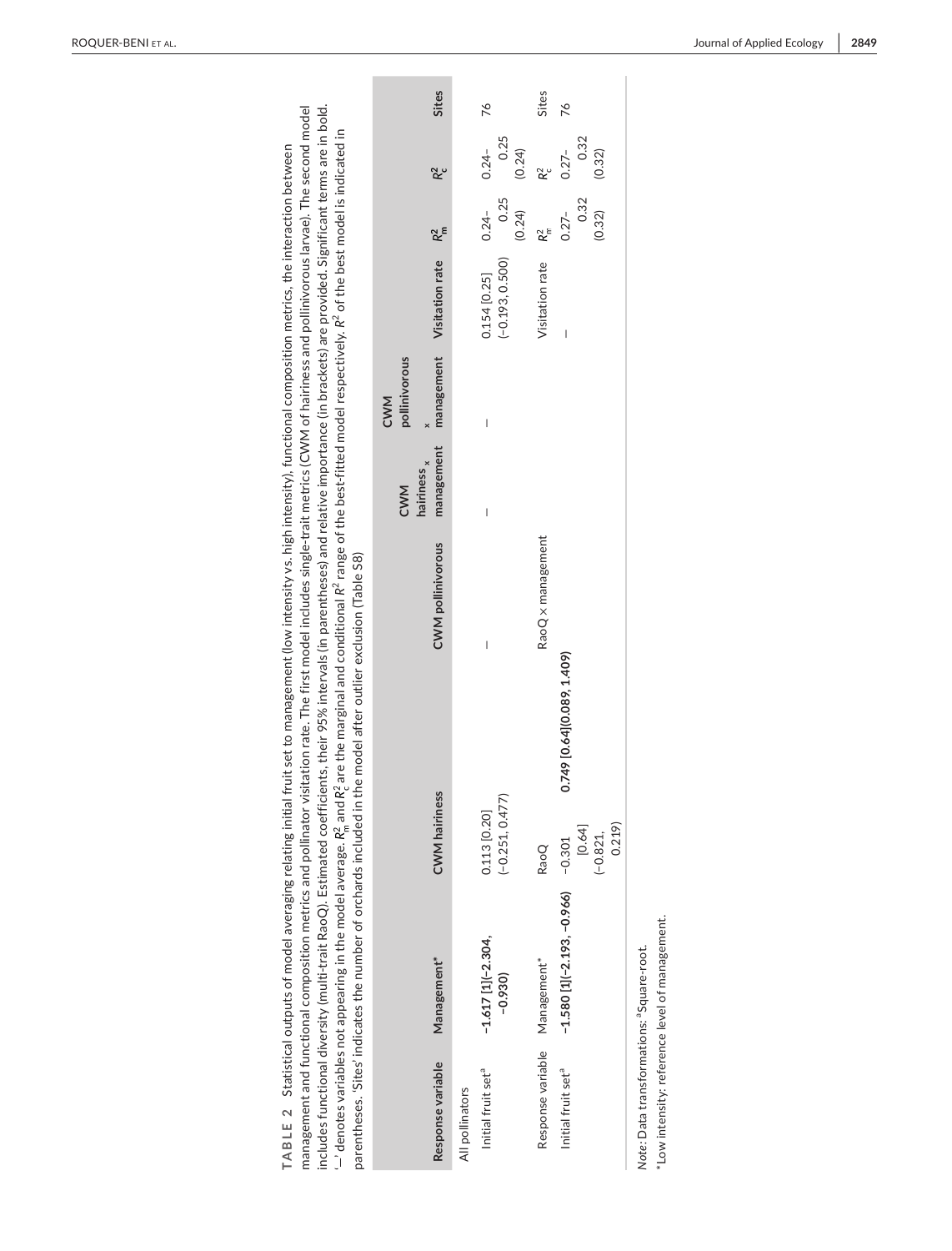**TABLE 2** Statistical outputs of model averaging relating initial fruit set to management (low intensity vs. high intensity), functional composition metrics, the interaction between management and functional composition metrics and pollinator visitation rate. The first model includes single-trait metrics (CWM of hairiness and pollinivorous larvae). The second model includes functional diversity (multi-trait RaoQ). Estimated coefficients, their 95% intervals (in parentheses) and relative importance (in brackets) are provided. Significant terms are in bold. '—' denotes variables not appearing in the model average. $R^2_m$ and $R^2_c$ are the marginal and conditional $R^2$ range of the best-fitted model respectively. $R^2$ of the best model is indicated in parentheses. 'Sites' indicates the number of orchards included in the model after outlier exclusion (Table S8)

| Response variable | Management* | CWM hairiness | CWM pollinivorous | CWM hairiness × management | CWM pollinivorous × management | Visitation rate | $R^2_m$ | $R^2_c$ | Sites |
|---|---|---|---|---|---|---|---|---|---|
| All pollinators | | | | | | | | | |
| Initial fruit set[a] | **−1.617 [1](−2.304, −0.930)** | 0.113 [0.20] (−0.251, 0.477) | — | — | — | 0.154 [0.25] (−0.193, 0.500) | 0.24–0.25 (0.24) | 0.24–0.25 (0.24) | 76 |
| Response variable | Management* | RaoQ | RaoQ × management | | | Visitation rate | $R^2_m$ | $R^2_c$ | Sites |
| Initial fruit set[a] | **−1.580 [1](−2.193, −0.966)** | −0.301 [0.64] (−0.821, 0.219) | **0.749 [0.64](0.089, 1.409)** | | | — | 0.27–0.32 (0.32) | 0.27–0.32 (0.32) | 76 |

*Note*: Data transformations: [a]Square-root.

*Low intensity: reference level of management.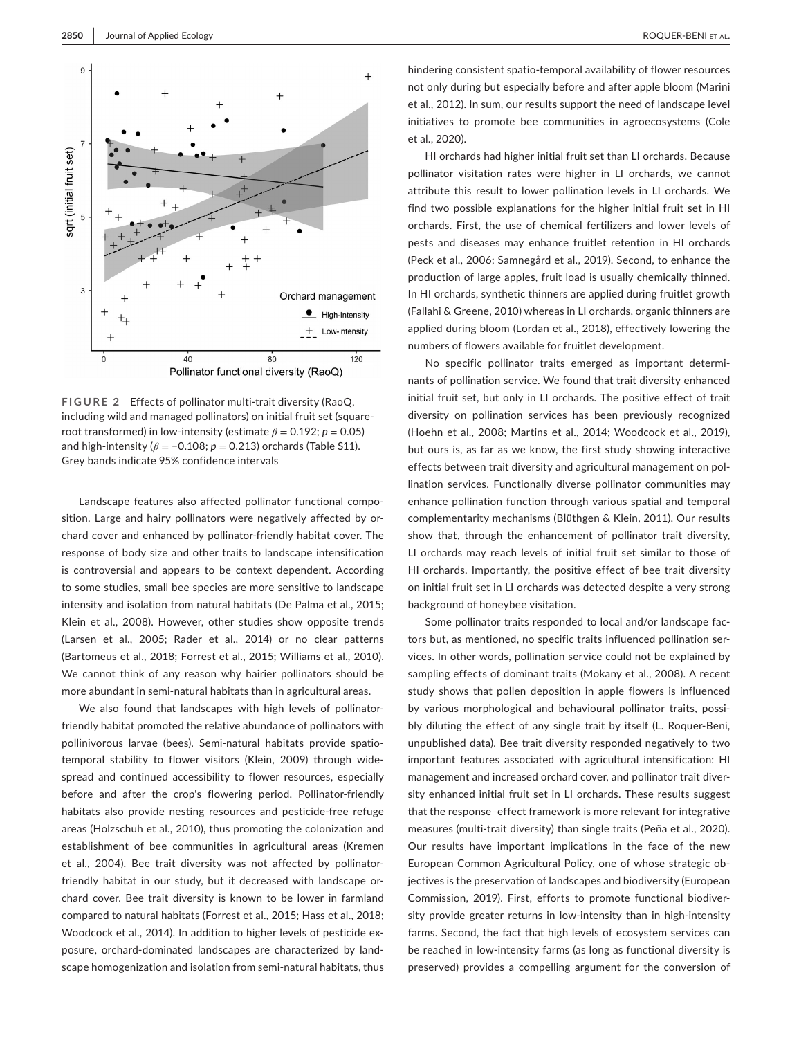FIGURE 2 Effects of pollinator multi-trait diversity (RaoQ, including wild and managed pollinators) on initial fruit set (square-root transformed) in low-intensity (estimate $\beta = 0.192$; $p = 0.05$) and high-intensity ($\beta = -0.108$; $p = 0.213$) orchards (Table S11). Grey bands indicate 95% confidence intervals

Landscape features also affected pollinator functional composition. Large and hairy pollinators were negatively affected by orchard cover and enhanced by pollinator-friendly habitat cover. The response of body size and other traits to landscape intensification is controversial and appears to be context dependent. According to some studies, small bee species are more sensitive to landscape intensity and isolation from natural habitats (De Palma et al., 2015; Klein et al., 2008). However, other studies show opposite trends (Larsen et al., 2005; Rader et al., 2014) or no clear patterns (Bartomeus et al., 2018; Forrest et al., 2015; Williams et al., 2010). We cannot think of any reason why hairier pollinators should be more abundant in semi-natural habitats than in agricultural areas.

We also found that landscapes with high levels of pollinator-friendly habitat promoted the relative abundance of pollinators with pollinivorous larvae (bees). Semi-natural habitats provide spatio-temporal stability to flower visitors (Klein, 2009) through widespread and continued accessibility to flower resources, especially before and after the crop's flowering period. Pollinator-friendly habitats also provide nesting resources and pesticide-free refuge areas (Holzschuh et al., 2010), thus promoting the colonization and establishment of bee communities in agricultural areas (Kremen et al., 2004). Bee trait diversity was not affected by pollinator-friendly habitat in our study, but it decreased with landscape orchard cover. Bee trait diversity is known to be lower in farmland compared to natural habitats (Forrest et al., 2015; Hass et al., 2018; Woodcock et al., 2014). In addition to higher levels of pesticide exposure, orchard-dominated landscapes are characterized by landscape homogenization and isolation from semi-natural habitats, thus hindering consistent spatio-temporal availability of flower resources not only during but especially before and after apple bloom (Marini et al., 2012). In sum, our results support the need of landscape level initiatives to promote bee communities in agroecosystems (Cole et al., 2020).

HI orchards had higher initial fruit set than LI orchards. Because pollinator visitation rates were higher in LI orchards, we cannot attribute this result to lower pollination levels in LI orchards. We find two possible explanations for the higher initial fruit set in HI orchards. First, the use of chemical fertilizers and lower levels of pests and diseases may enhance fruitlet retention in HI orchards (Peck et al., 2006; Samnegård et al., 2019). Second, to enhance the production of large apples, fruit load is usually chemically thinned. In HI orchards, synthetic thinners are applied during fruitlet growth (Fallahi & Greene, 2010) whereas in LI orchards, organic thinners are applied during bloom (Lordan et al., 2018), effectively lowering the numbers of flowers available for fruitlet development.

No specific pollinator traits emerged as important determinants of pollination service. We found that trait diversity enhanced initial fruit set, but only in LI orchards. The positive effect of trait diversity on pollination services has been previously recognized (Hoehn et al., 2008; Martins et al., 2014; Woodcock et al., 2019), but ours is, as far as we know, the first study showing interactive effects between trait diversity and agricultural management on pollination services. Functionally diverse pollinator communities may enhance pollination function through various spatial and temporal complementarity mechanisms (Blüthgen & Klein, 2011). Our results show that, through the enhancement of pollinator trait diversity, LI orchards may reach levels of initial fruit set similar to those of HI orchards. Importantly, the positive effect of bee trait diversity on initial fruit set in LI orchards was detected despite a very strong background of honeybee visitation.

Some pollinator traits responded to local and/or landscape factors but, as mentioned, no specific traits influenced pollination services. In other words, pollination service could not be explained by sampling effects of dominant traits (Mokany et al., 2008). A recent study shows that pollen deposition in apple flowers is influenced by various morphological and behavioural pollinator traits, possibly diluting the effect of any single trait by itself (L. Roquer-Beni, unpublished data). Bee trait diversity responded negatively to two important features associated with agricultural intensification: HI management and increased orchard cover, and pollinator trait diversity enhanced initial fruit set in LI orchards. These results suggest that the response–effect framework is more relevant for integrative measures (multi-trait diversity) than single traits (Peña et al., 2020). Our results have important implications in the face of the new European Common Agricultural Policy, one of whose strategic objectives is the preservation of landscapes and biodiversity (European Commission, 2019). First, efforts to promote functional biodiversity provide greater returns in low-intensity than in high-intensity farms. Second, the fact that high levels of ecosystem services can be reached in low-intensity farms (as long as functional diversity is preserved) provides a compelling argument for the conversion of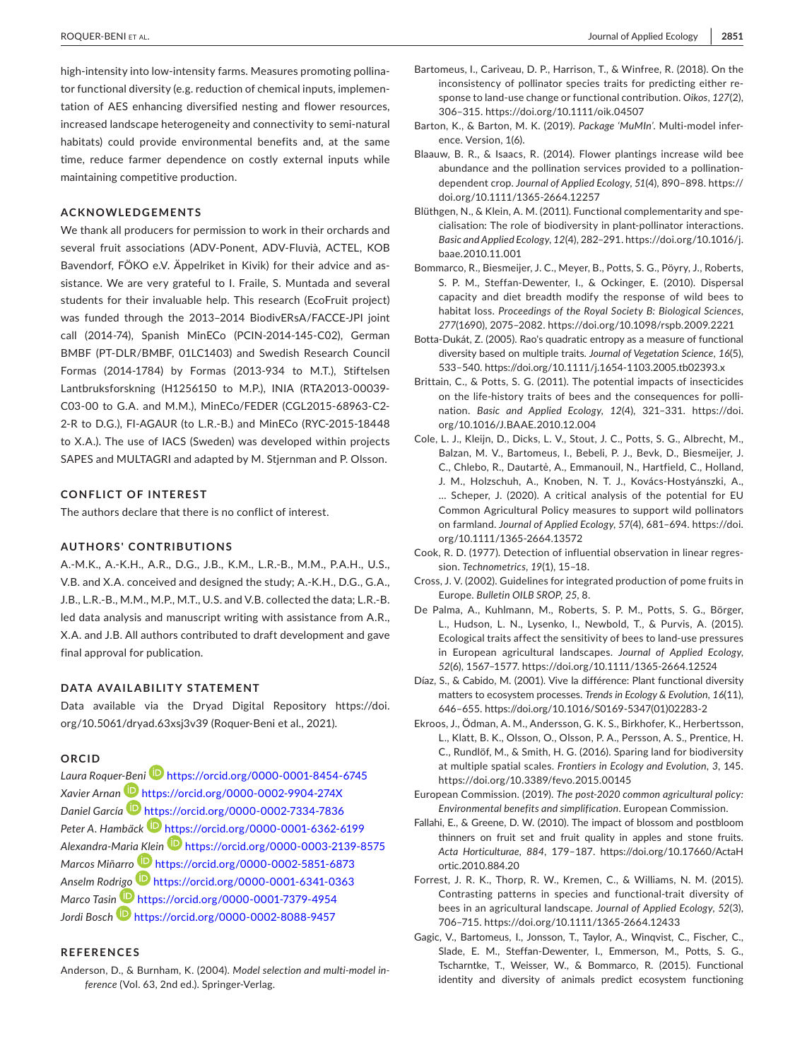high-intensity into low-intensity farms. Measures promoting pollinator functional diversity (e.g. reduction of chemical inputs, implementation of AES enhancing diversified nesting and flower resources, increased landscape heterogeneity and connectivity to semi-natural habitats) could provide environmental benefits and, at the same time, reduce farmer dependence on costly external inputs while maintaining competitive production.

## ACKNOWLEDGEMENTS

We thank all producers for permission to work in their orchards and several fruit associations (ADV-Ponent, ADV-Fluvià, ACTEL, KOB Bavendorf, FÖKO e.V. Äppelriket in Kivik) for their advice and assistance. We are very grateful to I. Fraile, S. Muntada and several students for their invaluable help. This research (EcoFruit project) was funded through the 2013–2014 BiodivERsA/FACCE-JPI joint call (2014-74), Spanish MinECo (PCIN-2014-145-C02), German BMBF (PT-DLR/BMBF, 01LC1403) and Swedish Research Council Formas (2014-1784) by Formas (2013-934 to M.T.), Stiftelsen Lantbruksforskning (H1256150 to M.P.), INIA (RTA2013-00039-C03-00 to G.A. and M.M.), MinECo/FEDER (CGL2015-68963-C2-2-R to D.G.), FI-AGAUR (to L.R.-B.) and MinECo (RYC-2015-18448 to X.A.). The use of IACS (Sweden) was developed within projects SAPES and MULTAGRI and adapted by M. Stjernman and P. Olsson.

## CONFLICT OF INTEREST

The authors declare that there is no conflict of interest.

## AUTHORS' CONTRIBUTIONS

A.-M.K., A.-K.H., A.R., D.G., J.B., K.M., L.R.-B., M.M., P.A.H., U.S., V.B. and X.A. conceived and designed the study; A.-K.H., D.G., G.A., J.B., L.R.-B., M.M., M.P., M.T., U.S. and V.B. collected the data; L.R.-B. led data analysis and manuscript writing with assistance from A.R., X.A. and J.B. All authors contributed to draft development and gave final approval for publication.

## DATA AVAILABILITY STATEMENT

Data available via the Dryad Digital Repository https://doi.org/10.5061/dryad.63xsj3v39 (Roquer-Beni et al., 2021).

## ORCID

*Laura Roquer-Beni* https://orcid.org/0000-0001-8454-6745
*Xavier Arnan* https://orcid.org/0000-0002-9904-274X
*Daniel García* https://orcid.org/0000-0002-7334-7836
*Peter A. Hambäck* https://orcid.org/0000-0001-6362-6199
*Alexandra-Maria Klein* https://orcid.org/0000-0003-2139-8575
*Marcos Miñarro* https://orcid.org/0000-0002-5851-6873
*Anselm Rodrigo* https://orcid.org/0000-0001-6341-0363
*Marco Tasin* https://orcid.org/0000-0001-7379-4954
*Jordi Bosch* https://orcid.org/0000-0002-8088-9457

## REFERENCES

Anderson, D., & Burnham, K. (2004). *Model selection and multi-model inference* (Vol. 63, 2nd ed.). Springer-Verlag.

Bartomeus, I., Cariveau, D. P., Harrison, T., & Winfree, R. (2018). On the inconsistency of pollinator species traits for predicting either response to land-use change or functional contribution. *Oikos*, *127*(2), 306–315. https://doi.org/10.1111/oik.04507

Barton, K., & Barton, M. K. (2019). *Package 'MuMIn'*. Multi-model inference. Version, 1(6).

Blaauw, B. R., & Isaacs, R. (2014). Flower plantings increase wild bee abundance and the pollination services provided to a pollination-dependent crop. *Journal of Applied Ecology*, *51*(4), 890–898. https://doi.org/10.1111/1365-2664.12257

Blüthgen, N., & Klein, A. M. (2011). Functional complementarity and specialisation: The role of biodiversity in plant-pollinator interactions. *Basic and Applied Ecology*, *12*(4), 282–291. https://doi.org/10.1016/j.baae.2010.11.001

Bommarco, R., Biesmeijer, J. C., Meyer, B., Potts, S. G., Pöyry, J., Roberts, S. P. M., Steffan-Dewenter, I., & Ockinger, E. (2010). Dispersal capacity and diet breadth modify the response of wild bees to habitat loss. *Proceedings of the Royal Society B: Biological Sciences*, *277*(1690), 2075–2082. https://doi.org/10.1098/rspb.2009.2221

Botta-Dukát, Z. (2005). Rao's quadratic entropy as a measure of functional diversity based on multiple traits. *Journal of Vegetation Science*, *16*(5), 533–540. https://doi.org/10.1111/j.1654-1103.2005.tb02393.x

Brittain, C., & Potts, S. G. (2011). The potential impacts of insecticides on the life-history traits of bees and the consequences for pollination. *Basic and Applied Ecology*, *12*(4), 321–331. https://doi.org/10.1016/J.BAAE.2010.12.004

Cole, L. J., Kleijn, D., Dicks, L. V., Stout, J. C., Potts, S. G., Albrecht, M., Balzan, M. V., Bartomeus, I., Bebeli, P. J., Bevk, D., Biesmeijer, J. C., Chlebo, R., Dautartė, A., Emmanouil, N., Hartfield, C., Holland, J. M., Holzschuh, A., Knoben, N. T. J., Kovács-Hostyánszki, A., … Scheper, J. (2020). A critical analysis of the potential for EU Common Agricultural Policy measures to support wild pollinators on farmland. *Journal of Applied Ecology*, *57*(4), 681–694. https://doi.org/10.1111/1365-2664.13572

Cook, R. D. (1977). Detection of influential observation in linear regression. *Technometrics*, *19*(1), 15–18.

Cross, J. V. (2002). Guidelines for integrated production of pome fruits in Europe. *Bulletin OILB SROP*, *25*, 8.

De Palma, A., Kuhlmann, M., Roberts, S. P. M., Potts, S. G., Börger, L., Hudson, L. N., Lysenko, I., Newbold, T., & Purvis, A. (2015). Ecological traits affect the sensitivity of bees to land-use pressures in European agricultural landscapes. *Journal of Applied Ecology*, *52*(6), 1567–1577. https://doi.org/10.1111/1365-2664.12524

Díaz, S., & Cabido, M. (2001). Vive la différence: Plant functional diversity matters to ecosystem processes. *Trends in Ecology & Evolution*, *16*(11), 646–655. https://doi.org/10.1016/S0169-5347(01)02283-2

Ekroos, J., Ödman, A. M., Andersson, G. K. S., Birkhofer, K., Herbertsson, L., Klatt, B. K., Olsson, O., Olsson, P. A., Persson, A. S., Prentice, H. C., Rundlöf, M., & Smith, H. G. (2016). Sparing land for biodiversity at multiple spatial scales. *Frontiers in Ecology and Evolution*, *3*, 145. https://doi.org/10.3389/fevo.2015.00145

European Commission. (2019). *The post-2020 common agricultural policy: Environmental benefits and simplification*. European Commission.

Fallahi, E., & Greene, D. W. (2010). The impact of blossom and postbloom thinners on fruit set and fruit quality in apples and stone fruits. *Acta Horticulturae*, *884*, 179–187. https://doi.org/10.17660/ActaHortic.2010.884.20

Forrest, J. R. K., Thorp, R. W., Kremen, C., & Williams, N. M. (2015). Contrasting patterns in species and functional-trait diversity of bees in an agricultural landscape. *Journal of Applied Ecology*, *52*(3), 706–715. https://doi.org/10.1111/1365-2664.12433

Gagic, V., Bartomeus, I., Jonsson, T., Taylor, A., Winqvist, C., Fischer, C., Slade, E. M., Steffan-Dewenter, I., Emmerson, M., Potts, S. G., Tscharntke, T., Weisser, W., & Bommarco, R. (2015). Functional identity and diversity of animals predict ecosystem functioning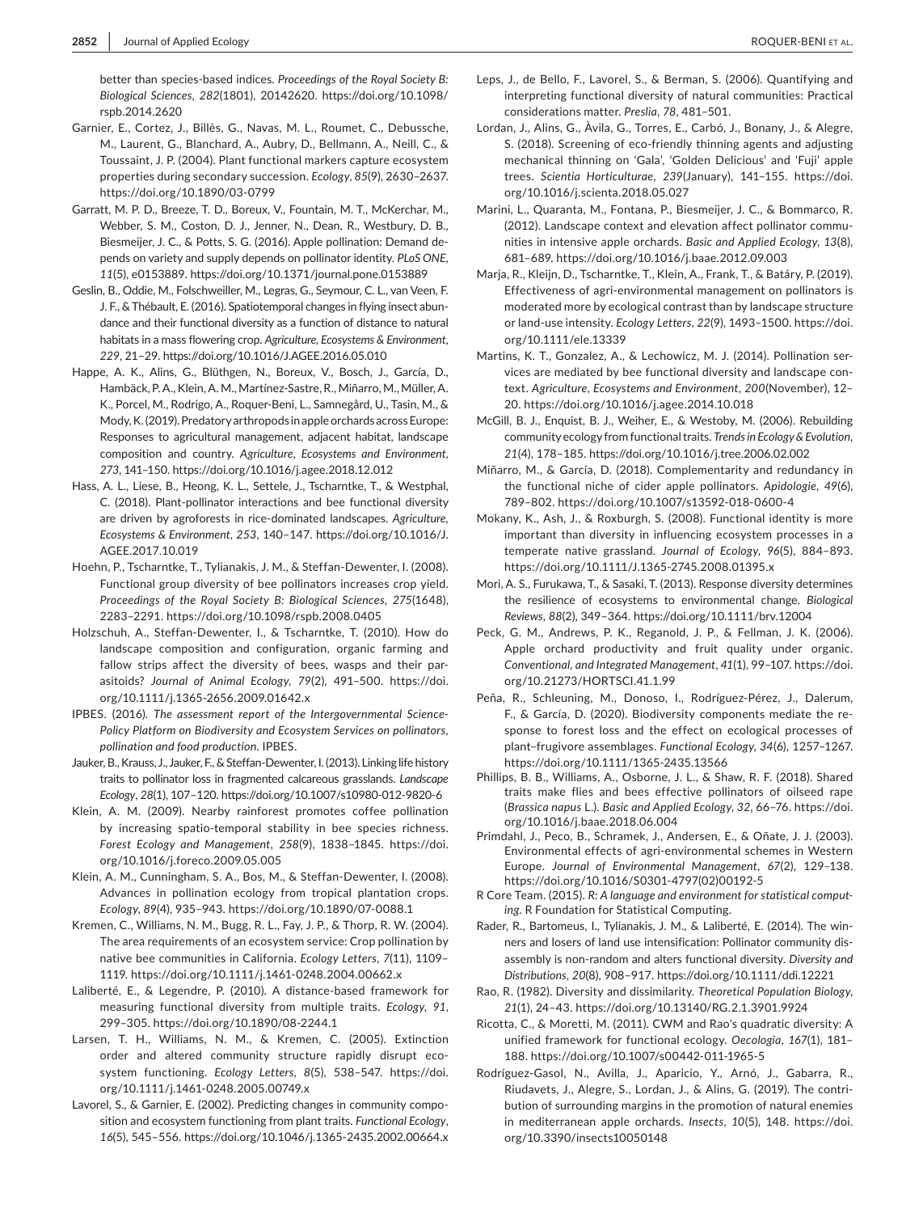better than species-based indices. *Proceedings of the Royal Society B: Biological Sciences*, *282*(1801), 20142620. https://doi.org/10.1098/rspb.2014.2620

Garnier, E., Cortez, J., Billès, G., Navas, M. L., Roumet, C., Debussche, M., Laurent, G., Blanchard, A., Aubry, D., Bellmann, A., Neill, C., & Toussaint, J. P. (2004). Plant functional markers capture ecosystem properties during secondary succession. *Ecology*, *85*(9), 2630–2637. https://doi.org/10.1890/03-0799

Garratt, M. P. D., Breeze, T. D., Boreux, V., Fountain, M. T., McKerchar, M., Webber, S. M., Coston, D. J., Jenner, N., Dean, R., Westbury, D. B., Biesmeijer, J. C., & Potts, S. G. (2016). Apple pollination: Demand depends on variety and supply depends on pollinator identity. *PLoS ONE*, *11*(5), e0153889. https://doi.org/10.1371/journal.pone.0153889

Geslin, B., Oddie, M., Folschweiller, M., Legras, G., Seymour, C. L., van Veen, F. J. F., & Thébault, E. (2016). Spatiotemporal changes in flying insect abundance and their functional diversity as a function of distance to natural habitats in a mass flowering crop. *Agriculture, Ecosystems & Environment*, *229*, 21–29. https://doi.org/10.1016/J.AGEE.2016.05.010

Happe, A. K., Alins, G., Blüthgen, N., Boreux, V., Bosch, J., García, D., Hambäck, P. A., Klein, A. M., Martínez-Sastre, R., Miñarro, M., Müller, A. K., Porcel, M., Rodrigo, A., Roquer-Beni, L., Samnegård, U., Tasin, M., & Mody, K. (2019). Predatory arthropods in apple orchards across Europe: Responses to agricultural management, adjacent habitat, landscape composition and country. *Agriculture, Ecosystems and Environment*, *273*, 141–150. https://doi.org/10.1016/j.agee.2018.12.012

Hass, A. L., Liese, B., Heong, K. L., Settele, J., Tscharntke, T., & Westphal, C. (2018). Plant-pollinator interactions and bee functional diversity are driven by agroforests in rice-dominated landscapes. *Agriculture, Ecosystems & Environment*, *253*, 140–147. https://doi.org/10.1016/J.AGEE.2017.10.019

Hoehn, P., Tscharntke, T., Tylianakis, J. M., & Steffan-Dewenter, I. (2008). Functional group diversity of bee pollinators increases crop yield. *Proceedings of the Royal Society B: Biological Sciences*, *275*(1648), 2283–2291. https://doi.org/10.1098/rspb.2008.0405

Holzschuh, A., Steffan-Dewenter, I., & Tscharntke, T. (2010). How do landscape composition and configuration, organic farming and fallow strips affect the diversity of bees, wasps and their parasitoids? *Journal of Animal Ecology*, *79*(2), 491–500. https://doi.org/10.1111/j.1365-2656.2009.01642.x

IPBES. (2016). *The assessment report of the Intergovernmental Science-Policy Platform on Biodiversity and Ecosystem Services on pollinators, pollination and food production*. IPBES.

Jauker, B., Krauss, J., Jauker, F., & Steffan-Dewenter, I. (2013). Linking life history traits to pollinator loss in fragmented calcareous grasslands. *Landscape Ecology*, *28*(1), 107–120. https://doi.org/10.1007/s10980-012-9820-6

Klein, A. M. (2009). Nearby rainforest promotes coffee pollination by increasing spatio-temporal stability in bee species richness. *Forest Ecology and Management*, *258*(9), 1838–1845. https://doi.org/10.1016/j.foreco.2009.05.005

Klein, A. M., Cunningham, S. A., Bos, M., & Steffan-Dewenter, I. (2008). Advances in pollination ecology from tropical plantation crops. *Ecology*, *89*(4), 935–943. https://doi.org/10.1890/07-0088.1

Kremen, C., Williams, N. M., Bugg, R. L., Fay, J. P., & Thorp, R. W. (2004). The area requirements of an ecosystem service: Crop pollination by native bee communities in California. *Ecology Letters*, *7*(11), 1109–1119. https://doi.org/10.1111/j.1461-0248.2004.00662.x

Laliberté, E., & Legendre, P. (2010). A distance-based framework for measuring functional diversity from multiple traits. *Ecology*, *91*, 299–305. https://doi.org/10.1890/08-2244.1

Larsen, T. H., Williams, N. M., & Kremen, C. (2005). Extinction order and altered community structure rapidly disrupt ecosystem functioning. *Ecology Letters*, *8*(5), 538–547. https://doi.org/10.1111/j.1461-0248.2005.00749.x

Lavorel, S., & Garnier, E. (2002). Predicting changes in community composition and ecosystem functioning from plant traits. *Functional Ecology*, *16*(5), 545–556. https://doi.org/10.1046/j.1365-2435.2002.00664.x

Leps, J., de Bello, F., Lavorel, S., & Berman, S. (2006). Quantifying and interpreting functional diversity of natural communities: Practical considerations matter. *Preslia*, *78*, 481–501.

Lordan, J., Alins, G., Àvila, G., Torres, E., Carbó, J., Bonany, J., & Alegre, S. (2018). Screening of eco-friendly thinning agents and adjusting mechanical thinning on 'Gala', 'Golden Delicious' and 'Fuji' apple trees. *Scientia Horticulturae*, *239*(January), 141–155. https://doi.org/10.1016/j.scienta.2018.05.027

Marini, L., Quaranta, M., Fontana, P., Biesmeijer, J. C., & Bommarco, R. (2012). Landscape context and elevation affect pollinator communities in intensive apple orchards. *Basic and Applied Ecology*, *13*(8), 681–689. https://doi.org/10.1016/j.baae.2012.09.003

Marja, R., Kleijn, D., Tscharntke, T., Klein, A., Frank, T., & Batáry, P. (2019). Effectiveness of agri-environmental management on pollinators is moderated more by ecological contrast than by landscape structure or land-use intensity. *Ecology Letters*, *22*(9), 1493–1500. https://doi.org/10.1111/ele.13339

Martins, K. T., Gonzalez, A., & Lechowicz, M. J. (2014). Pollination services are mediated by bee functional diversity and landscape context. *Agriculture, Ecosystems and Environment*, *200*(November), 12–20. https://doi.org/10.1016/j.agee.2014.10.018

McGill, B. J., Enquist, B. J., Weiher, E., & Westoby, M. (2006). Rebuilding community ecology from functional traits. *Trends in Ecology & Evolution*, *21*(4), 178–185. https://doi.org/10.1016/j.tree.2006.02.002

Miñarro, M., & García, D. (2018). Complementarity and redundancy in the functional niche of cider apple pollinators. *Apidologie*, *49*(6), 789–802. https://doi.org/10.1007/s13592-018-0600-4

Mokany, K., Ash, J., & Roxburgh, S. (2008). Functional identity is more important than diversity in influencing ecosystem processes in a temperate native grassland. *Journal of Ecology*, *96*(5), 884–893. https://doi.org/10.1111/J.1365-2745.2008.01395.x

Mori, A. S., Furukawa, T., & Sasaki, T. (2013). Response diversity determines the resilience of ecosystems to environmental change. *Biological Reviews*, *88*(2), 349–364. https://doi.org/10.1111/brv.12004

Peck, G. M., Andrews, P. K., Reganold, J. P., & Fellman, J. K. (2006). Apple orchard productivity and fruit quality under organic. *Conventional, and Integrated Management*, *41*(1), 99–107. https://doi.org/10.21273/HORTSCI.41.1.99

Peña, R., Schleuning, M., Donoso, I., Rodríguez-Pérez, J., Dalerum, F., & García, D. (2020). Biodiversity components mediate the response to forest loss and the effect on ecological processes of plant–frugivore assemblages. *Functional Ecology*, *34*(6), 1257–1267. https://doi.org/10.1111/1365-2435.13566

Phillips, B. B., Williams, A., Osborne, J. L., & Shaw, R. F. (2018). Shared traits make flies and bees effective pollinators of oilseed rape (*Brassica napus* L.). *Basic and Applied Ecology*, *32*, 66–76. https://doi.org/10.1016/j.baae.2018.06.004

Primdahl, J., Peco, B., Schramek, J., Andersen, E., & Oñate, J. J. (2003). Environmental effects of agri-environmental schemes in Western Europe. *Journal of Environmental Management*, *67*(2), 129–138. https://doi.org/10.1016/S0301-4797(02)00192-5

R Core Team. (2015). *R: A language and environment for statistical computing*. R Foundation for Statistical Computing.

Rader, R., Bartomeus, I., Tylianakis, J. M., & Laliberté, E. (2014). The winners and losers of land use intensification: Pollinator community disassembly is non-random and alters functional diversity. *Diversity and Distributions*, *20*(8), 908–917. https://doi.org/10.1111/ddi.12221

Rao, R. (1982). Diversity and dissimilarity. *Theoretical Population Biology*, *21*(1), 24–43. https://doi.org/10.13140/RG.2.1.3901.9924

Ricotta, C., & Moretti, M. (2011). CWM and Rao's quadratic diversity: A unified framework for functional ecology. *Oecologia*, *167*(1), 181–188. https://doi.org/10.1007/s00442-011-1965-5

Rodríguez-Gasol, N., Avilla, J., Aparicio, Y., Arnó, J., Gabarra, R., Riudavets, J., Alegre, S., Lordan, J., & Alins, G. (2019). The contribution of surrounding margins in the promotion of natural enemies in mediterranean apple orchards. *Insects*, *10*(5), 148. https://doi.org/10.3390/insects10050148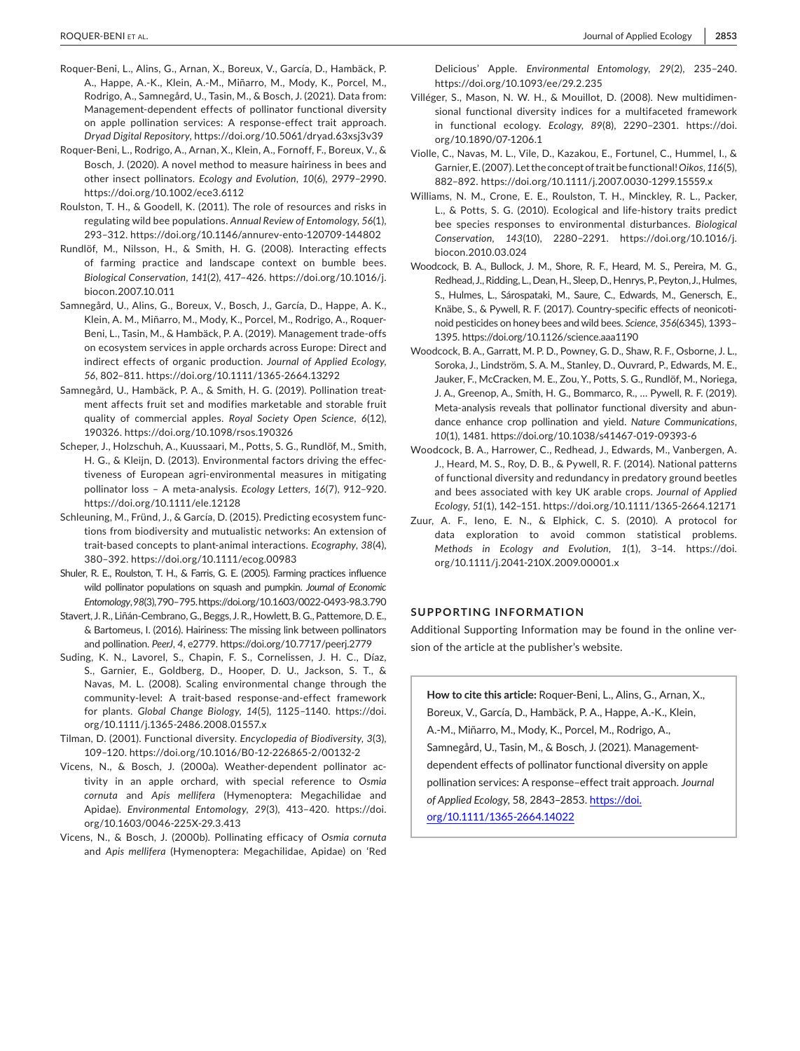Roquer-Beni, L., Alins, G., Arnan, X., Boreux, V., García, D., Hambäck, P. A., Happe, A.-K., Klein, A.-M., Miñarro, M., Mody, K., Porcel, M., Rodrigo, A., Samnegård, U., Tasin, M., & Bosch, J. (2021). Data from: Management-dependent effects of pollinator functional diversity on apple pollination services: A response-effect trait approach. *Dryad Digital Repository*, https://doi.org/10.5061/dryad.63xsj3v39

Roquer-Beni, L., Rodrigo, A., Arnan, X., Klein, A., Fornoff, F., Boreux, V., & Bosch, J. (2020). A novel method to measure hairiness in bees and other insect pollinators. *Ecology and Evolution*, *10*(6), 2979–2990. https://doi.org/10.1002/ece3.6112

Roulston, T. H., & Goodell, K. (2011). The role of resources and risks in regulating wild bee populations. *Annual Review of Entomology*, *56*(1), 293–312. https://doi.org/10.1146/annurev-ento-120709-144802

Rundlöf, M., Nilsson, H., & Smith, H. G. (2008). Interacting effects of farming practice and landscape context on bumble bees. *Biological Conservation*, *141*(2), 417–426. https://doi.org/10.1016/j.biocon.2007.10.011

Samnegård, U., Alins, G., Boreux, V., Bosch, J., García, D., Happe, A. K., Klein, A. M., Miñarro, M., Mody, K., Porcel, M., Rodrigo, A., Roquer-Beni, L., Tasin, M., & Hambäck, P. A. (2019). Management trade-offs on ecosystem services in apple orchards across Europe: Direct and indirect effects of organic production. *Journal of Applied Ecology*, *56*, 802–811. https://doi.org/10.1111/1365-2664.13292

Samnegård, U., Hambäck, P. A., & Smith, H. G. (2019). Pollination treatment affects fruit set and modifies marketable and storable fruit quality of commercial apples. *Royal Society Open Science*, *6*(12), 190326. https://doi.org/10.1098/rsos.190326

Scheper, J., Holzschuh, A., Kuussaari, M., Potts, S. G., Rundlöf, M., Smith, H. G., & Kleijn, D. (2013). Environmental factors driving the effectiveness of European agri-environmental measures in mitigating pollinator loss – A meta-analysis. *Ecology Letters*, *16*(7), 912–920. https://doi.org/10.1111/ele.12128

Schleuning, M., Fründ, J., & García, D. (2015). Predicting ecosystem functions from biodiversity and mutualistic networks: An extension of trait-based concepts to plant-animal interactions. *Ecography*, *38*(4), 380–392. https://doi.org/10.1111/ecog.00983

Shuler, R. E., Roulston, T. H., & Farris, G. E. (2005). Farming practices influence wild pollinator populations on squash and pumpkin. *Journal of Economic Entomology*, *98*(3), 790–795. https://doi.org/10.1603/0022-0493-98.3.790

Stavert, J. R., Liñán-Cembrano, G., Beggs, J. R., Howlett, B. G., Pattemore, D. E., & Bartomeus, I. (2016). Hairiness: The missing link between pollinators and pollination. *PeerJ*, *4*, e2779. https://doi.org/10.7717/peerj.2779

Suding, K. N., Lavorel, S., Chapin, F. S., Cornelissen, J. H. C., Díaz, S., Garnier, E., Goldberg, D., Hooper, D. U., Jackson, S. T., & Navas, M. L. (2008). Scaling environmental change through the community-level: A trait-based response-and-effect framework for plants. *Global Change Biology*, *14*(5), 1125–1140. https://doi.org/10.1111/j.1365-2486.2008.01557.x

Tilman, D. (2001). Functional diversity. *Encyclopedia of Biodiversity*, *3*(3), 109–120. https://doi.org/10.1016/B0-12-226865-2/00132-2

Vicens, N., & Bosch, J. (2000a). Weather-dependent pollinator activity in an apple orchard, with special reference to *Osmia cornuta* and *Apis mellifera* (Hymenoptera: Megachilidae and Apidae). *Environmental Entomology*, *29*(3), 413–420. https://doi.org/10.1603/0046-225X-29.3.413

Vicens, N., & Bosch, J. (2000b). Pollinating efficacy of *Osmia cornuta* and *Apis mellifera* (Hymenoptera: Megachilidae, Apidae) on 'Red Delicious' Apple. *Environmental Entomology*, *29*(2), 235–240. https://doi.org/10.1093/ee/29.2.235

Villéger, S., Mason, N. W. H., & Mouillot, D. (2008). New multidimensional functional diversity indices for a multifaceted framework in functional ecology. *Ecology*, *89*(8), 2290–2301. https://doi.org/10.1890/07-1206.1

Violle, C., Navas, M. L., Vile, D., Kazakou, E., Fortunel, C., Hummel, I., & Garnier, E. (2007). Let the concept of trait be functional! *Oikos*, *116*(5), 882–892. https://doi.org/10.1111/j.2007.0030-1299.15559.x

Williams, N. M., Crone, E. E., Roulston, T. H., Minckley, R. L., Packer, L., & Potts, S. G. (2010). Ecological and life-history traits predict bee species responses to environmental disturbances. *Biological Conservation*, *143*(10), 2280–2291. https://doi.org/10.1016/j.biocon.2010.03.024

Woodcock, B. A., Bullock, J. M., Shore, R. F., Heard, M. S., Pereira, M. G., Redhead, J., Ridding, L., Dean, H., Sleep, D., Henrys, P., Peyton, J., Hulmes, S., Hulmes, L., Sárospataki, M., Saure, C., Edwards, M., Genersch, E., Knäbe, S., & Pywell, R. F. (2017). Country-specific effects of neonicotinoid pesticides on honey bees and wild bees. *Science*, *356*(6345), 1393–1395. https://doi.org/10.1126/science.aaa1190

Woodcock, B. A., Garratt, M. P. D., Powney, G. D., Shaw, R. F., Osborne, J. L., Soroka, J., Lindström, S. A. M., Stanley, D., Ouvrard, P., Edwards, M. E., Jauker, F., McCracken, M. E., Zou, Y., Potts, S. G., Rundlöf, M., Noriega, J. A., Greenop, A., Smith, H. G., Bommarco, R., … Pywell, R. F. (2019). Meta-analysis reveals that pollinator functional diversity and abundance enhance crop pollination and yield. *Nature Communications*, *10*(1), 1481. https://doi.org/10.1038/s41467-019-09393-6

Woodcock, B. A., Harrower, C., Redhead, J., Edwards, M., Vanbergen, A. J., Heard, M. S., Roy, D. B., & Pywell, R. F. (2014). National patterns of functional diversity and redundancy in predatory ground beetles and bees associated with key UK arable crops. *Journal of Applied Ecology*, *51*(1), 142–151. https://doi.org/10.1111/1365-2664.12171

Zuur, A. F., Ieno, E. N., & Elphick, C. S. (2010). A protocol for data exploration to avoid common statistical problems. *Methods in Ecology and Evolution*, *1*(1), 3–14. https://doi.org/10.1111/j.2041-210X.2009.00001.x

## SUPPORTING INFORMATION

Additional Supporting Information may be found in the online version of the article at the publisher's website.

**How to cite this article:** Roquer-Beni, L., Alins, G., Arnan, X., Boreux, V., García, D., Hambäck, P. A., Happe, A.-K., Klein, A.-M., Miñarro, M., Mody, K., Porcel, M., Rodrigo, A., Samnegård, U., Tasin, M., & Bosch, J. (2021). Management-dependent effects of pollinator functional diversity on apple pollination services: A response–effect trait approach. *Journal of Applied Ecology*, 58, 2843–2853. https://doi.org/10.1111/1365-2664.14022